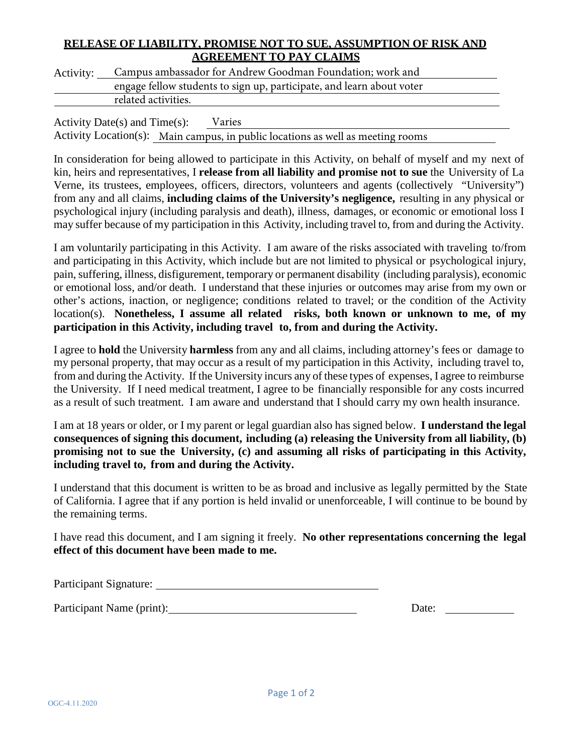## **RELEASE OF LIABILITY, PROMISE NOT TO SUE, ASSUMPTION OF RISK AND AGREEMENT TO PAY CLAIMS**

Activity: Campus ambassador for Andrew Goodman Foundation; work and engage fellow students to sign up, participate, and learn about voter related activities.

Activity Date(s) and Time(s): Varies

Activity Location(s): Main campus, in public locations as well as meeting rooms

In consideration for being allowed to participate in this Activity, on behalf of myself and my next of kin, heirs and representatives, I **release from all liability and promise not to sue** the University of La Verne, its trustees, employees, officers, directors, volunteers and agents (collectively "University") from any and all claims, **including claims of the University's negligence,** resulting in any physical or psychological injury (including paralysis and death), illness, damages, or economic or emotional loss I may suffer because of my participation in this Activity, including travel to, from and during the Activity.

I am voluntarily participating in this Activity. I am aware of the risks associated with traveling to/from and participating in this Activity, which include but are not limited to physical or psychological injury, pain, suffering, illness, disfigurement, temporary or permanent disability (including paralysis), economic or emotional loss, and/or death. I understand that these injuries or outcomes may arise from my own or other's actions, inaction, or negligence; conditions related to travel; or the condition of the Activity location(s). **Nonetheless, I assume all related risks, both known or unknown to me, of my participation in this Activity, including travel to, from and during the Activity.**

I agree to **hold** the University **harmless** from any and all claims, including attorney's fees or damage to my personal property, that may occur as a result of my participation in this Activity, including travel to, from and during the Activity. If the University incurs any of these types of expenses, I agree to reimburse the University. If I need medical treatment, I agree to be financially responsible for any costs incurred as a result of such treatment. I am aware and understand that I should carry my own health insurance.

I am at 18 years or older, or I my parent or legal guardian also has signed below. **I understand the legal consequences of signing this document, including (a) releasing the University from all liability, (b) promising not to sue the University, (c) and assuming all risks of participating in this Activity, including travel to, from and during the Activity.**

I understand that this document is written to be as broad and inclusive as legally permitted by the State of California. I agree that if any portion is held invalid or unenforceable, I will continue to be bound by the remaining terms.

I have read this document, and I am signing it freely. **No other representations concerning the legal effect of this document have been made to me.**

Participant Signature: ______________________________

Participant Name (print): ______________________________ Date: ____________

OGC-4.11.2020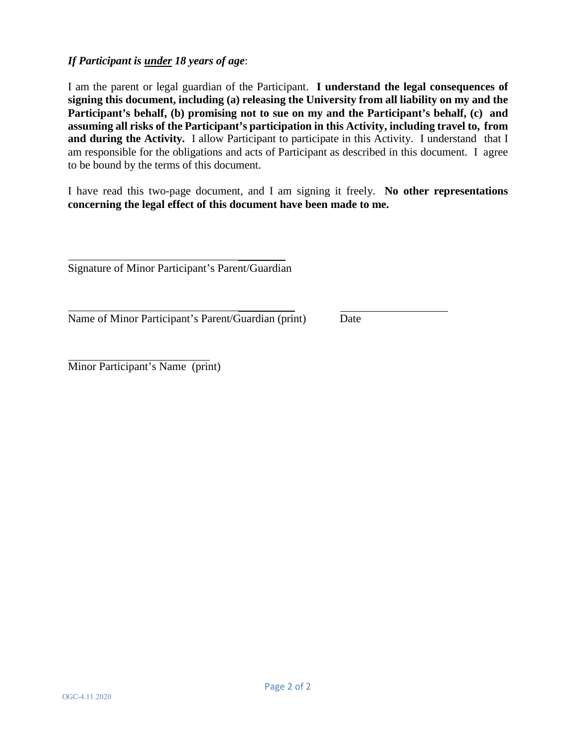***If Participant is <u>under</u> 18 years of age***:

I am the parent or legal guardian of the Participant. **I understand the legal consequences of signing this document, including (a) releasing the University from all liability on my and the Participant's behalf, (b) promising not to sue on my and the Participant's behalf, (c) and assuming all risks of the Participant's participation in this Activity, including travel to, from and during the Activity.** I allow Participant to participate in this Activity. I understand that I am responsible for the obligations and acts of Participant as described in this document. I agree to be bound by the terms of this document.

I have read this two-page document, and I am signing it freely. **No other representations concerning the legal effect of this document have been made to me.**

\_\_\_\_\_\_\_\_\_\_\_\_\_\_\_\_\_\_\_\_\_\_\_\_\_\_\_\_\_\_\_\_\_\_\_\_\_\_\_\_

Signature of Minor Participant's Parent/Guardian

\_\_\_\_\_\_\_\_\_\_\_\_\_\_\_\_\_\_\_\_\_\_\_\_\_\_\_\_\_\_\_\_\_\_\_\_\_\_\_\_ \_\_\_\_\_\_\_\_\_\_\_\_\_\_\_\_\_\_\_\_

Name of Minor Participant's Parent/Guardian (print) Date

\_\_\_\_\_\_\_\_\_\_\_\_\_\_\_\_\_\_\_\_\_\_\_\_\_\_\_\_

Minor Participant's Name (print)

OGC-4.11.2020